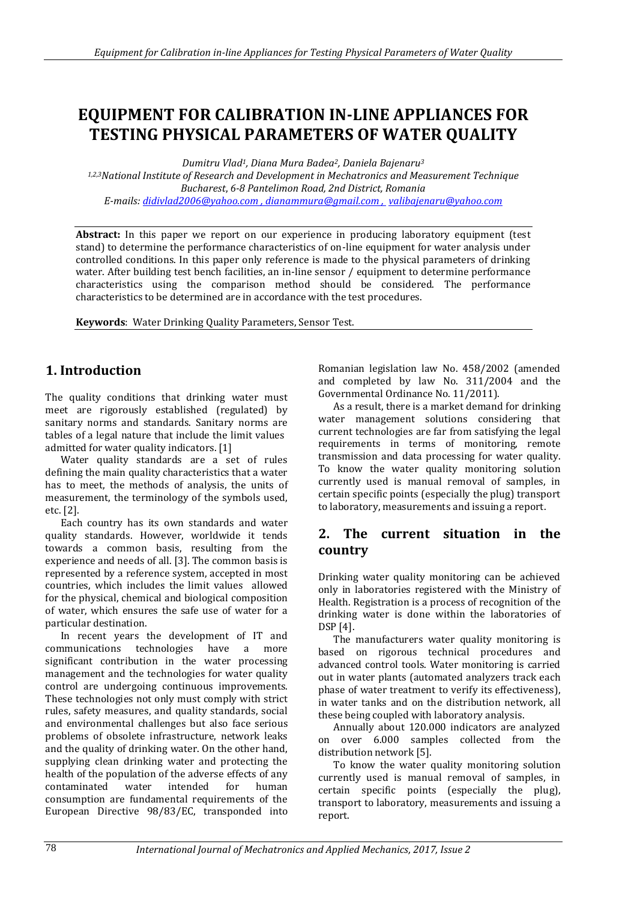# EQUIPMENT FOR CALIBRATION IN-LINE APPLIANCES FOR TESTING PHYSICAL PARAMETERS OF WATER QUALITY

*Dumitru Vlad[1], Diana Mura Badea[2], Daniela Bajenaru[3]*
*[1,2,3]National Institute of Research and Development in Mechatronics and Measurement Technique Bucharest, 6-8 Pantelimon Road, 2nd District, Romania*
*E-mails: didivlad2006@yahoo.com , dianammura@gmail.com , valibajenaru@yahoo.com*

**Abstract:** In this paper we report on our experience in producing laboratory equipment (test stand) to determine the performance characteristics of on-line equipment for water analysis under controlled conditions. In this paper only reference is made to the physical parameters of drinking water. After building test bench facilities, an in-line sensor / equipment to determine performance characteristics using the comparison method should be considered. The performance characteristics to be determined are in accordance with the test procedures.

**Keywords**: Water Drinking Quality Parameters, Sensor Test.

## 1. Introduction

The quality conditions that drinking water must meet are rigorously established (regulated) by sanitary norms and standards. Sanitary norms are tables of a legal nature that include the limit values admitted for water quality indicators. [1]

Water quality standards are a set of rules defining the main quality characteristics that a water has to meet, the methods of analysis, the units of measurement, the terminology of the symbols used, etc. [2].

Each country has its own standards and water quality standards. However, worldwide it tends towards a common basis, resulting from the experience and needs of all. [3]. The common basis is represented by a reference system, accepted in most countries, which includes the limit values allowed for the physical, chemical and biological composition of water, which ensures the safe use of water for a particular destination.

In recent years the development of IT and communications technologies have a more significant contribution in the water processing management and the technologies for water quality control are undergoing continuous improvements. These technologies not only must comply with strict rules, safety measures, and quality standards, social and environmental challenges but also face serious problems of obsolete infrastructure, network leaks and the quality of drinking water. On the other hand, supplying clean drinking water and protecting the health of the population of the adverse effects of any contaminated water intended for human consumption are fundamental requirements of the European Directive 98/83/EC, transponded into Romanian legislation law No. 458/2002 (amended and completed by law No. 311/2004 and the Governmental Ordinance No. 11/2011).

As a result, there is a market demand for drinking water management solutions considering that current technologies are far from satisfying the legal requirements in terms of monitoring, remote transmission and data processing for water quality. To know the water quality monitoring solution currently used is manual removal of samples, in certain specific points (especially the plug) transport to laboratory, measurements and issuing a report.

## 2. The current situation in the country

Drinking water quality monitoring can be achieved only in laboratories registered with the Ministry of Health. Registration is a process of recognition of the drinking water is done within the laboratories of DSP [4].

The manufacturers water quality monitoring is based on rigorous technical procedures and advanced control tools. Water monitoring is carried out in water plants (automated analyzers track each phase of water treatment to verify its effectiveness), in water tanks and on the distribution network, all these being coupled with laboratory analysis.

Annually about 120.000 indicators are analyzed on over 6.000 samples collected from the distribution network [5].

To know the water quality monitoring solution currently used is manual removal of samples, in certain specific points (especially the plug), transport to laboratory, measurements and issuing a report.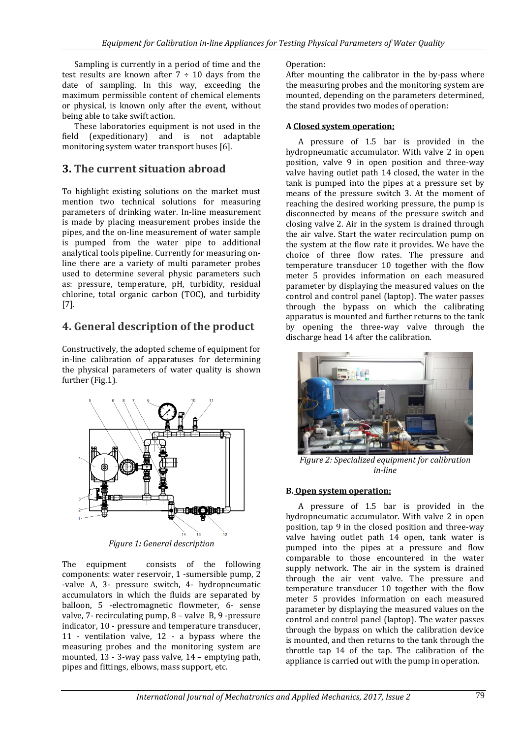Sampling is currently in a period of time and the test results are known after 7 ÷ 10 days from the date of sampling. In this way, exceeding the maximum permissible content of chemical elements or physical, is known only after the event, without being able to take swift action.

These laboratories equipment is not used in the field (expeditionary) and is not adaptable monitoring system water transport buses [6].

## 3. The current situation abroad

To highlight existing solutions on the market must mention two technical solutions for measuring parameters of drinking water. In-line measurement is made by placing measurement probes inside the pipes, and the on-line measurement of water sample is pumped from the water pipe to additional analytical tools pipeline. Currently for measuring on-line there are a variety of multi parameter probes used to determine several physic parameters such as: pressure, temperature, pH, turbidity, residual chlorine, total organic carbon (TOC), and turbidity [7].

## 4. General description of the product

Constructively, the adopted scheme of equipment for in-line calibration of apparatuses for determining the physical parameters of water quality is shown further (Fig.1).

*Figure 1: General description*

The equipment consists of the following components: water reservoir, 1 -sumersible pump, 2 -valve A, 3- pressure switch, 4- hydropneumatic accumulators in which the fluids are separated by balloon, 5 -electromagnetic flowmeter, 6- sense valve, 7- recirculating pump, 8 – valve B, 9 -pressure indicator, 10 - pressure and temperature transducer, 11 - ventilation valve, 12 - a bypass where the measuring probes and the monitoring system are mounted, 13 - 3-way pass valve, 14 – emptying path, pipes and fittings, elbows, mass support, etc.

Operation:

After mounting the calibrator in the by-pass where the measuring probes and the monitoring system are mounted, depending on the parameters determined, the stand provides two modes of operation:

**A <u>Closed system operation;</u>**

A pressure of 1.5 bar is provided in the hydropneumatic accumulator. With valve 2 in open position, valve 9 in open position and three-way valve having outlet path 14 closed, the water in the tank is pumped into the pipes at a pressure set by means of the pressure switch 3. At the moment of reaching the desired working pressure, the pump is disconnected by means of the pressure switch and closing valve 2. Air in the system is drained through the air valve. Start the water recirculation pump on the system at the flow rate it provides. We have the choice of three flow rates. The pressure and temperature transducer 10 together with the flow meter 5 provides information on each measured parameter by displaying the measured values on the control and control panel (laptop). The water passes through the bypass on which the calibrating apparatus is mounted and further returns to the tank by opening the three-way valve through the discharge head 14 after the calibration.

*Figure 2: Specialized equipment for calibration in-line*

**B. <u>Open system operation;</u>**

A pressure of 1.5 bar is provided in the hydropneumatic accumulator. With valve 2 in open position, tap 9 in the closed position and three-way valve having outlet path 14 open, tank water is pumped into the pipes at a pressure and flow comparable to those encountered in the water supply network. The air in the system is drained through the air vent valve. The pressure and temperature transducer 10 together with the flow meter 5 provides information on each measured parameter by displaying the measured values on the control and control panel (laptop). The water passes through the bypass on which the calibration device is mounted, and then returns to the tank through the throttle tap 14 of the tap. The calibration of the appliance is carried out with the pump in operation.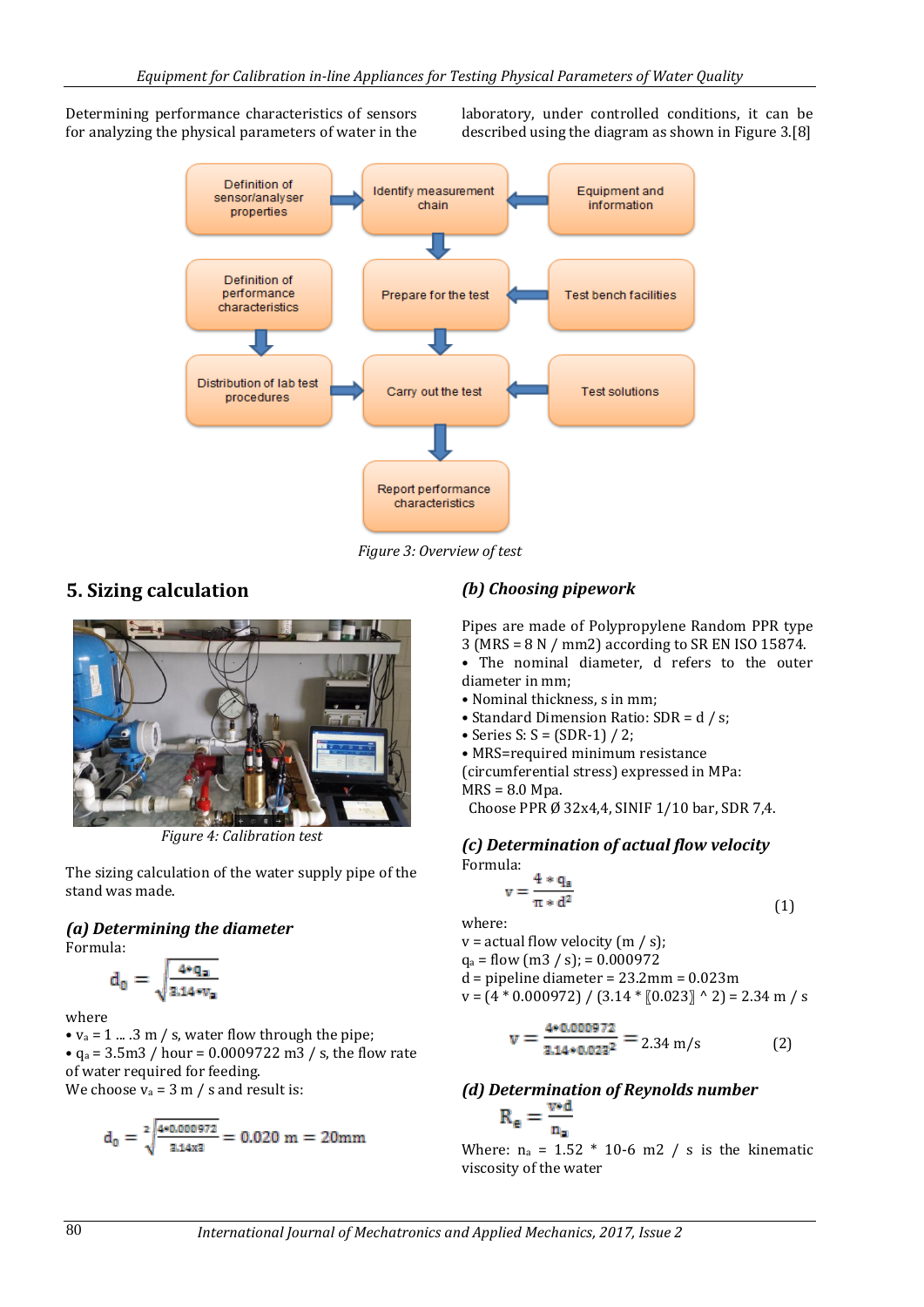Determining performance characteristics of sensors for analyzing the physical parameters of water in the laboratory, under controlled conditions, it can be described using the diagram as shown in Figure 3.[8]

Figure 3: Overview of test

## 5. Sizing calculation

Figure 4: Calibration test

The sizing calculation of the water supply pipe of the stand was made.

### *(a) Determining the diameter*

Formula:

$$d_0 = \sqrt{\frac{4*q_a}{3.14*v_a}}$$

where

- $v_a$ = 1 ... .3 m / s, water flow through the pipe;
- $q_a$ = 3.5m3 / hour = 0.0009722 m3 / s, the flow rate of water required for feeding.

We choose $v_a$ = 3 m / s and result is:

$$d_0 = \sqrt[2]{\frac{4*0.000972}{3.14x3}} = 0.020 \text{ m} = 20\text{mm}$$

### *(b) Choosing pipework*

Pipes are made of Polypropylene Random PPR type 3 (MRS = 8 N / mm2) according to SR EN ISO 15874.

- The nominal diameter, d refers to the outer diameter in mm;
- Nominal thickness, s in mm;
- Standard Dimension Ratio: SDR = d / s;
- Series S: S = (SDR-1) / 2;
- MRS=required minimum resistance (circumferential stress) expressed in MPa: MRS = 8.0 Mpa.

Choose PPR Ø 32x4,4, SINIF 1/10 bar, SDR 7,4.

### *(c) Determination of actual flow velocity*

Formula:

$$v = \frac{4*q_a}{\pi*d^2} \tag{1}$$

where:

v = actual flow velocity (m / s);

$q_a$ = flow (m3 / s); = 0.000972

d = pipeline diameter = 23.2mm = 0.023m

v = (4 * 0.000972) / (3.14 * ⟦0.023⟧ ^ 2) = 2.34 m / s

$$v = \frac{4*0.000972}{3.14*0.023^2} = 2.34 \text{ m/s} \tag{2}$$

### *(d) Determination of Reynolds number*

$$R_e = \frac{v*d}{n_a}$$

Where: $n_a$ = 1.52 * 10-6 m2 / s is the kinematic viscosity of the water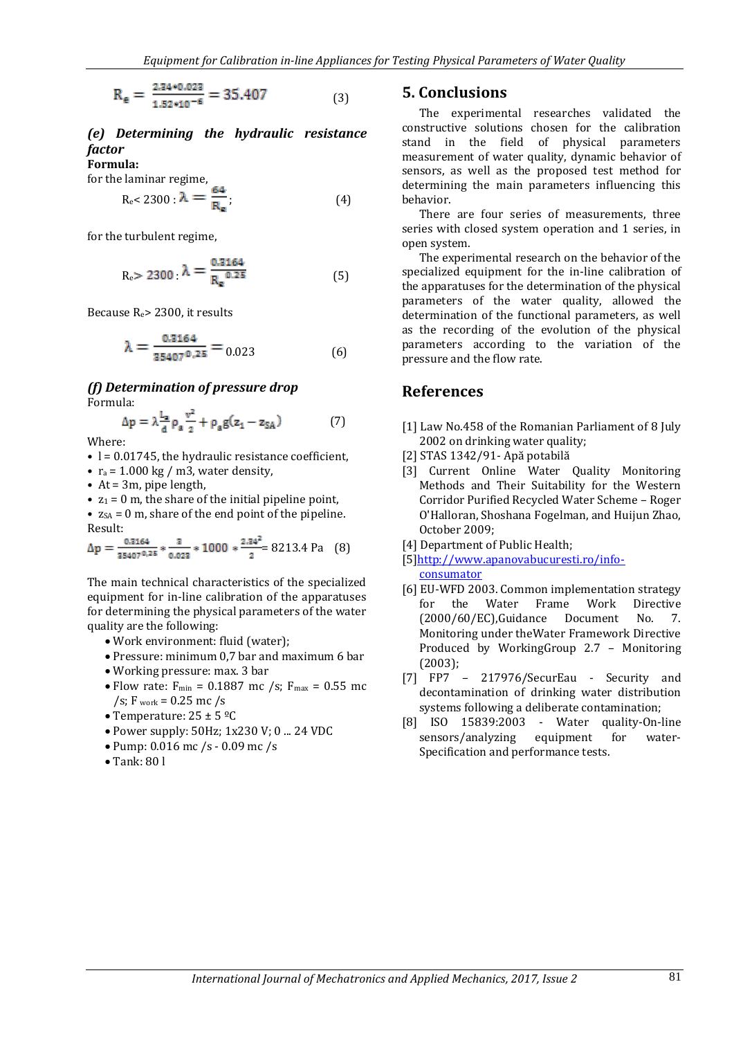$$R_e = \frac{2.34 * 0.023}{1.52 * 10^{-6}} = 35.407 \qquad (3)$$

***(e) Determining the hydraulic resistance factor***

**Formula:**

for the laminar regime,

$$R_e < 2300 : \lambda = \frac{64}{R_e}; \qquad (4)$$

for the turbulent regime,

$$R_e > 2300 : \lambda = \frac{0.3164}{R_e^{\ 0.25}} \qquad (5)$$

Because $R_e > 2300$, it results

$$\lambda = \frac{0.3164}{35407^{0.25}} = 0.023 \qquad (6)$$

***(f) Determination of pressure drop***

Formula:

$$\Delta p = \lambda \frac{l_a}{d} \rho_a \frac{v^2}{2} + \rho_a g (z_1 - z_{SA}) \qquad (7)$$

Where:

- l = 0.01745, the hydraulic resistance coefficient,
- $r_a$ = 1.000 kg / m3, water density,
- At = 3m, pipe length,
- $z_1$ = 0 m, the share of the initial pipeline point,
- $z_{SA}$ = 0 m, share of the end point of the pipeline.

Result:

$$\Delta p = \frac{0.3164}{35407^{0.25}} * \frac{3}{0.023} * 1000 * \frac{2.34^2}{2} = 8213.4 \text{ Pa} \qquad (8)$$

The main technical characteristics of the specialized equipment for in-line calibration of the apparatuses for determining the physical parameters of the water quality are the following:

- Work environment: fluid (water);
- Pressure: minimum 0,7 bar and maximum 6 bar
- Working pressure: max. 3 bar
- Flow rate: $F_{min}$ = 0.1887 mc /s; $F_{max}$ = 0.55 mc /s; $F_{work}$ = 0.25 mc /s
- Temperature: 25 ± 5 ºC
- Power supply: 50Hz; 1x230 V; 0 ... 24 VDC
- Pump: 0.016 mc /s - 0.09 mc /s
- Tank: 80 l

## 5. Conclusions

The experimental researches validated the constructive solutions chosen for the calibration stand in the field of physical parameters measurement of water quality, dynamic behavior of sensors, as well as the proposed test method for determining the main parameters influencing this behavior.

There are four series of measurements, three series with closed system operation and 1 series, in open system.

The experimental research on the behavior of the specialized equipment for the in-line calibration of the apparatuses for the determination of the physical parameters of the water quality, allowed the determination of the functional parameters, as well as the recording of the evolution of the physical parameters according to the variation of the pressure and the flow rate.

## References

[1] Law No.458 of the Romanian Parliament of 8 July 2002 on drinking water quality;

[2] STAS 1342/91- Apă potabilă

[3] Current Online Water Quality Monitoring Methods and Their Suitability for the Western Corridor Purified Recycled Water Scheme – Roger O'Halloran, Shoshana Fogelman, and Huijun Zhao, October 2009;

[4] Department of Public Health;

[5]http://www.apanovabucuresti.ro/info-consumator

[6] EU-WFD 2003. Common implementation strategy for the Water Frame Work Directive (2000/60/EC),Guidance Document No. 7. Monitoring under theWater Framework Directive Produced by WorkingGroup 2.7 – Monitoring (2003);

[7] FP7 – 217976/SecurEau - Security and decontamination of drinking water distribution systems following a deliberate contamination;

[8] ISO 15839:2003 - Water quality-On-line sensors/analyzing equipment for water-Specification and performance tests.